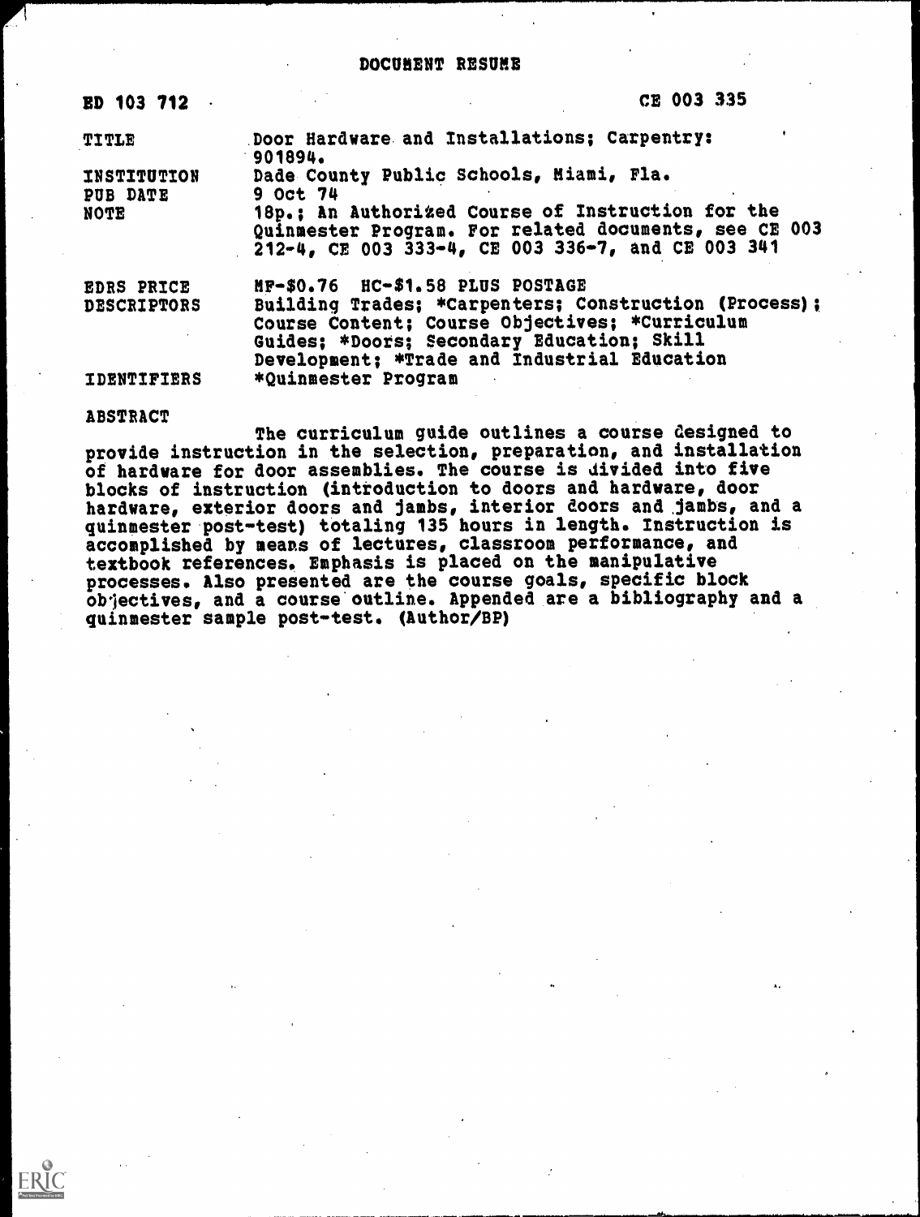# DOCUMENT RESUME

| | |
|---|---|
| ED 103 712 | CE 003 335 |
| TITLE | Door Hardware and Installations; Carpentry: 901894. |
| INSTITUTION | Dade County Public Schools, Miami, Fla. |
| PUB DATE | 9 Oct 74 |
| NOTE | 18p.; An Authorized Course of Instruction for the Quinmester Program. For related documents, see CE 003 212-4, CE 003 333-4, CE 003 336-7, and CE 003 341 |
| EDRS PRICE | MF-$0.76 HC-$1.58 PLUS POSTAGE |
| DESCRIPTORS | Building Trades; *Carpenters; Construction (Process); Course Content; Course Objectives; *Curriculum Guides; *Doors; Secondary Education; Skill Development; *Trade and Industrial Education |
| IDENTIFIERS | *Quinmester Program |

ABSTRACT

The curriculum guide outlines a course designed to provide instruction in the selection, preparation, and installation of hardware for door assemblies. The course is divided into five blocks of instruction (introduction to doors and hardware, door hardware, exterior doors and jambs, interior doors and jambs, and a quinmester post-test) totaling 135 hours in length. Instruction is accomplished by means of lectures, classroom performance, and textbook references. Emphasis is placed on the manipulative processes. Also presented are the course goals, specific block objectives, and a course outline. Appended are a bibliography and a quinmester sample post-test. (Author/BP)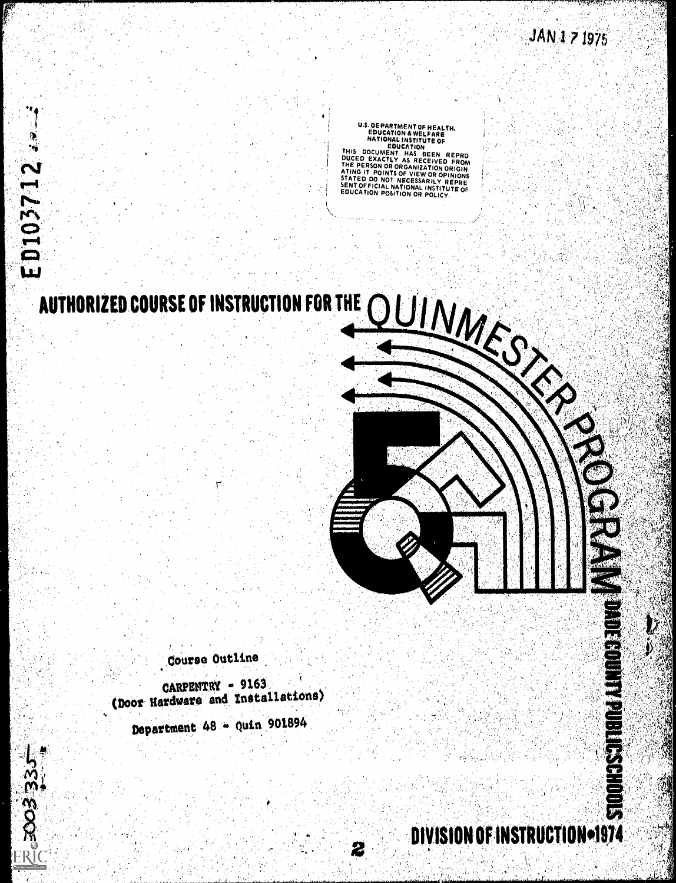JAN 17 1975

ED103712

U.S. DEPARTMENT OF HEALTH, EDUCATION & WELFARE
NATIONAL INSTITUTE OF EDUCATION
THIS DOCUMENT HAS BEEN REPRODUCED EXACTLY AS RECEIVED FROM THE PERSON OR ORGANIZATION ORIGINATING IT. POINTS OF VIEW OR OPINIONS STATED DO NOT NECESSARILY REPRESENT OFFICIAL NATIONAL INSTITUTE OF EDUCATION POSITION OR POLICY.

# AUTHORIZED COURSE OF INSTRUCTION FOR THE QUINMESTER PROGRAM

Course Outline

CARPENTRY - 9163
(Door Hardware and Installations)

Department 48 - Quin 901894

DADE COUNTY PUBLIC SCHOOLS

DIVISION OF INSTRUCTION•1974

003 335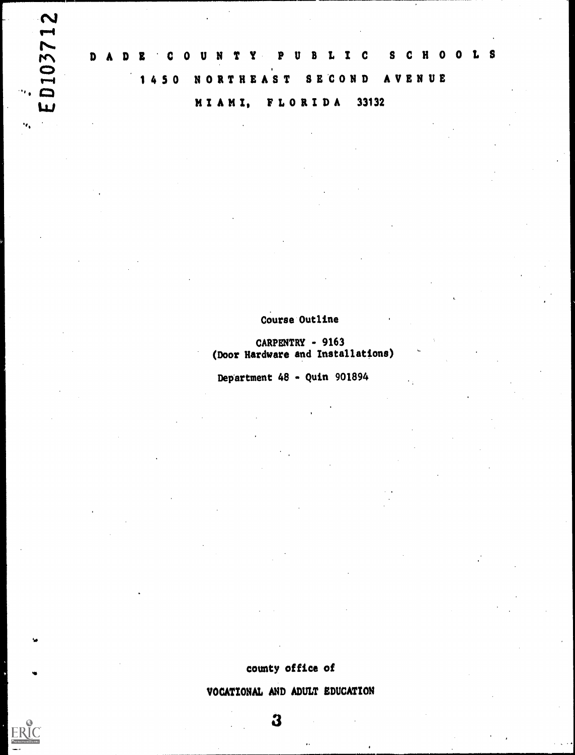DADE COUNTY PUBLIC SCHOOLS

1450 NORTHEAST SECOND AVENUE

MIAMI, FLORIDA 33132

Course Outline

CARPENTRY - 9163
(Door Hardware and Installations)

Department 48 - Quin 901894

county office of

VOCATIONAL AND ADULT EDUCATION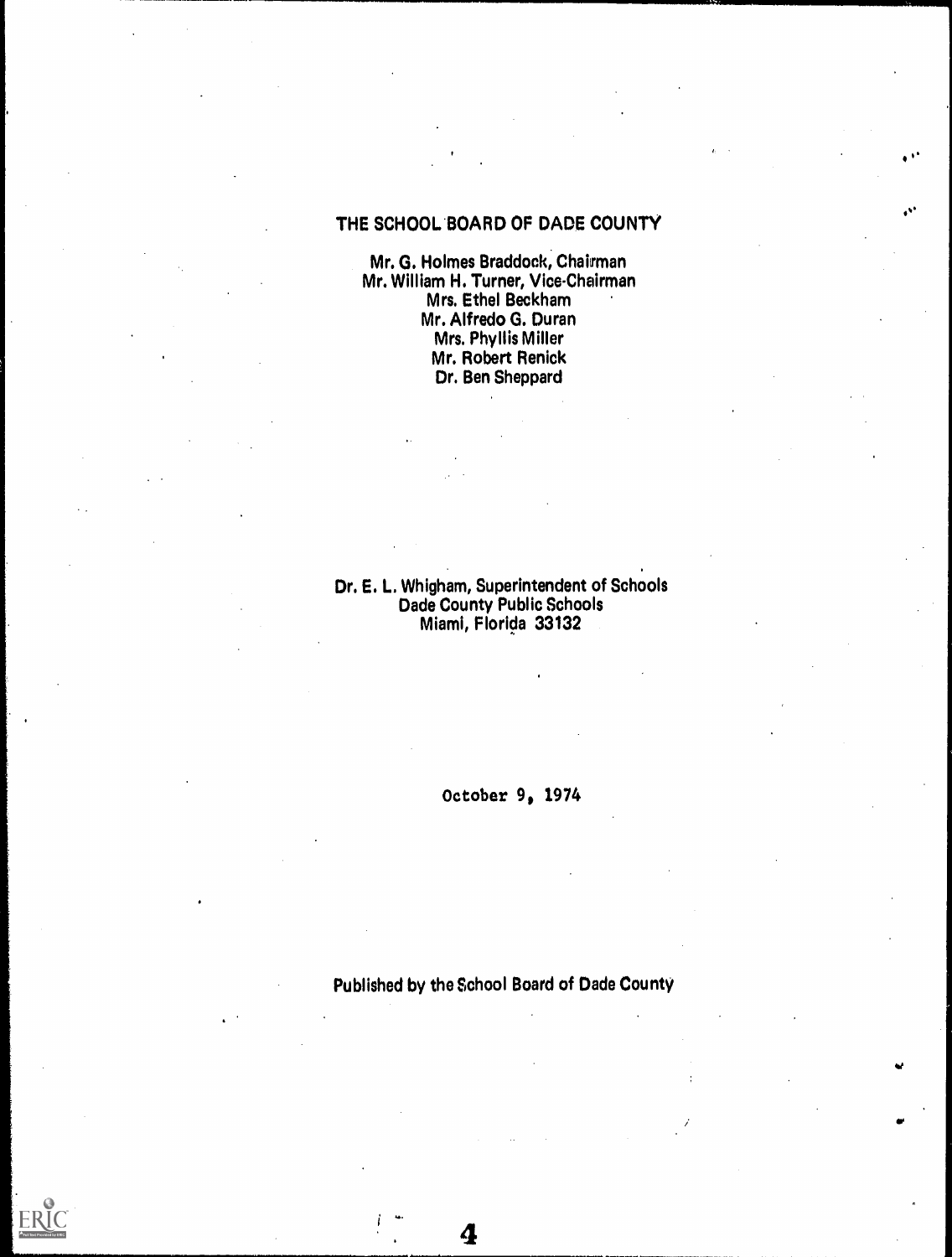THE SCHOOL BOARD OF DADE COUNTY

Mr. G. Holmes Braddock, Chairman
Mr. William H. Turner, Vice-Chairman
Mrs. Ethel Beckham
Mr. Alfredo G. Duran
Mrs. Phyllis Miller
Mr. Robert Renick
Dr. Ben Sheppard

Dr. E. L. Whigham, Superintendent of Schools
Dade County Public Schools
Miami, Florida 33132

October 9, 1974

Published by the School Board of Dade County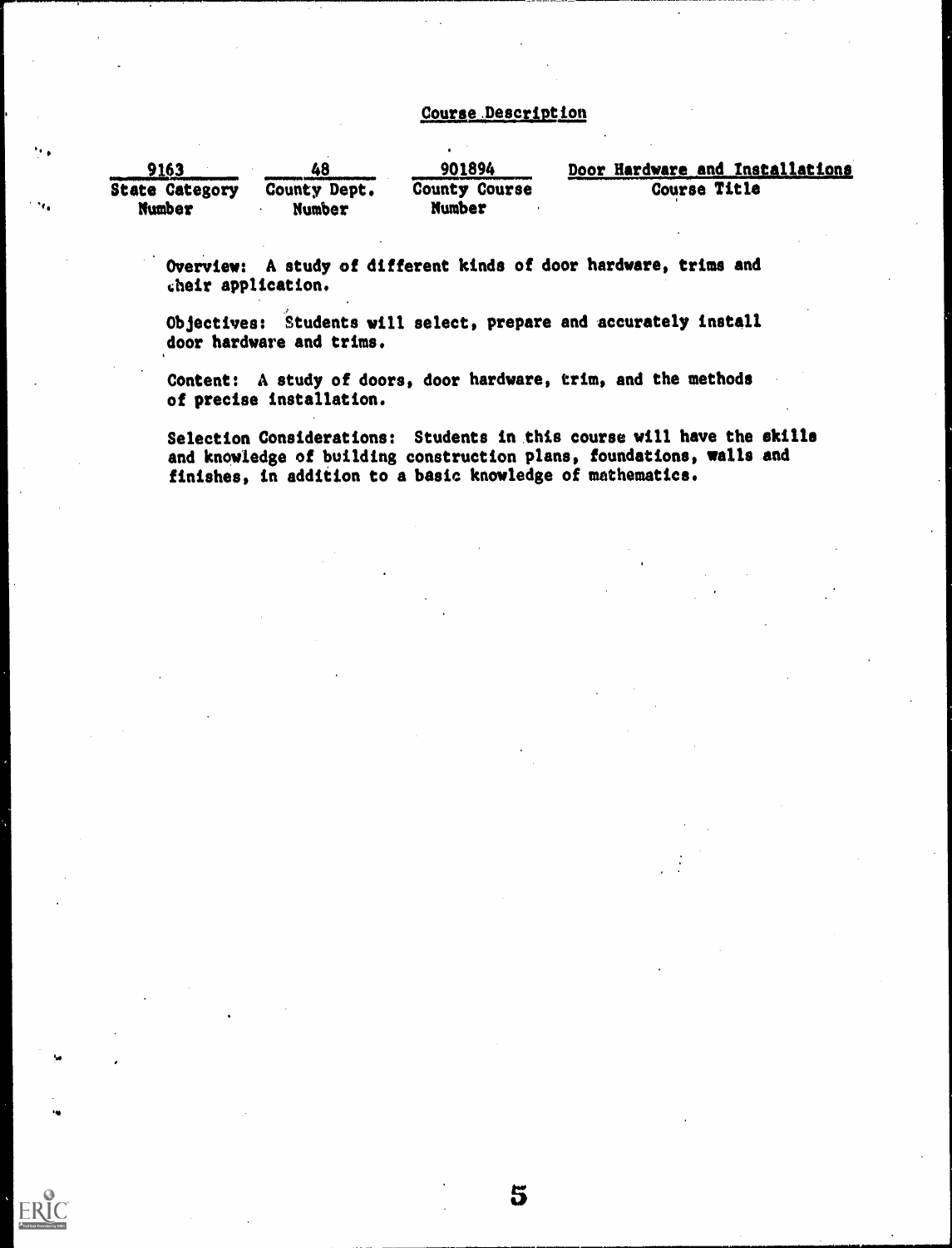## Course Description

| 9163 | 48 | 901894 | Door Hardware and Installations |
|---|---|---|---|
| State Category Number | County Dept. Number | County Course Number | Course Title |

Overview: A study of different kinds of door hardware, trims and their application.

Objectives: Students will select, prepare and accurately install door hardware and trims.

Content: A study of doors, door hardware, trim, and the methods of precise installation.

Selection Considerations: Students in this course will have the skills and knowledge of building construction plans, foundations, walls and finishes, in addition to a basic knowledge of mathematics.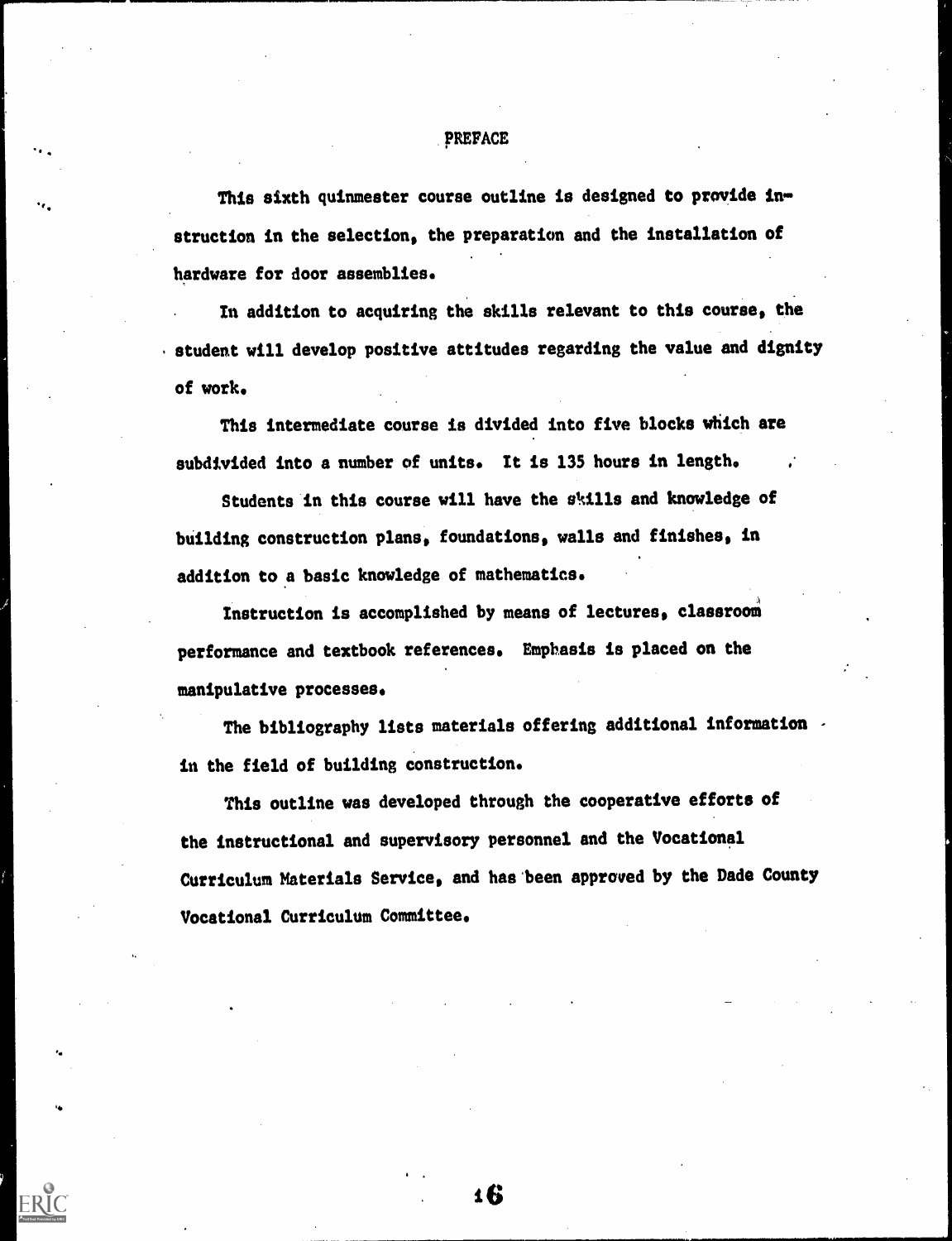# PREFACE

This sixth quinmester course outline is designed to provide instruction in the selection, the preparation and the installation of hardware for door assemblies.

In addition to acquiring the skills relevant to this course, the student will develop positive attitudes regarding the value and dignity of work.

This intermediate course is divided into five blocks which are subdivided into a number of units. It is 135 hours in length.

Students in this course will have the skills and knowledge of building construction plans, foundations, walls and finishes, in addition to a basic knowledge of mathematics.

Instruction is accomplished by means of lectures, classroom performance and textbook references. Emphasis is placed on the manipulative processes.

The bibliography lists materials offering additional information in the field of building construction.

This outline was developed through the cooperative efforts of the instructional and supervisory personnel and the Vocational Curriculum Materials Service, and has been approved by the Dade County Vocational Curriculum Committee.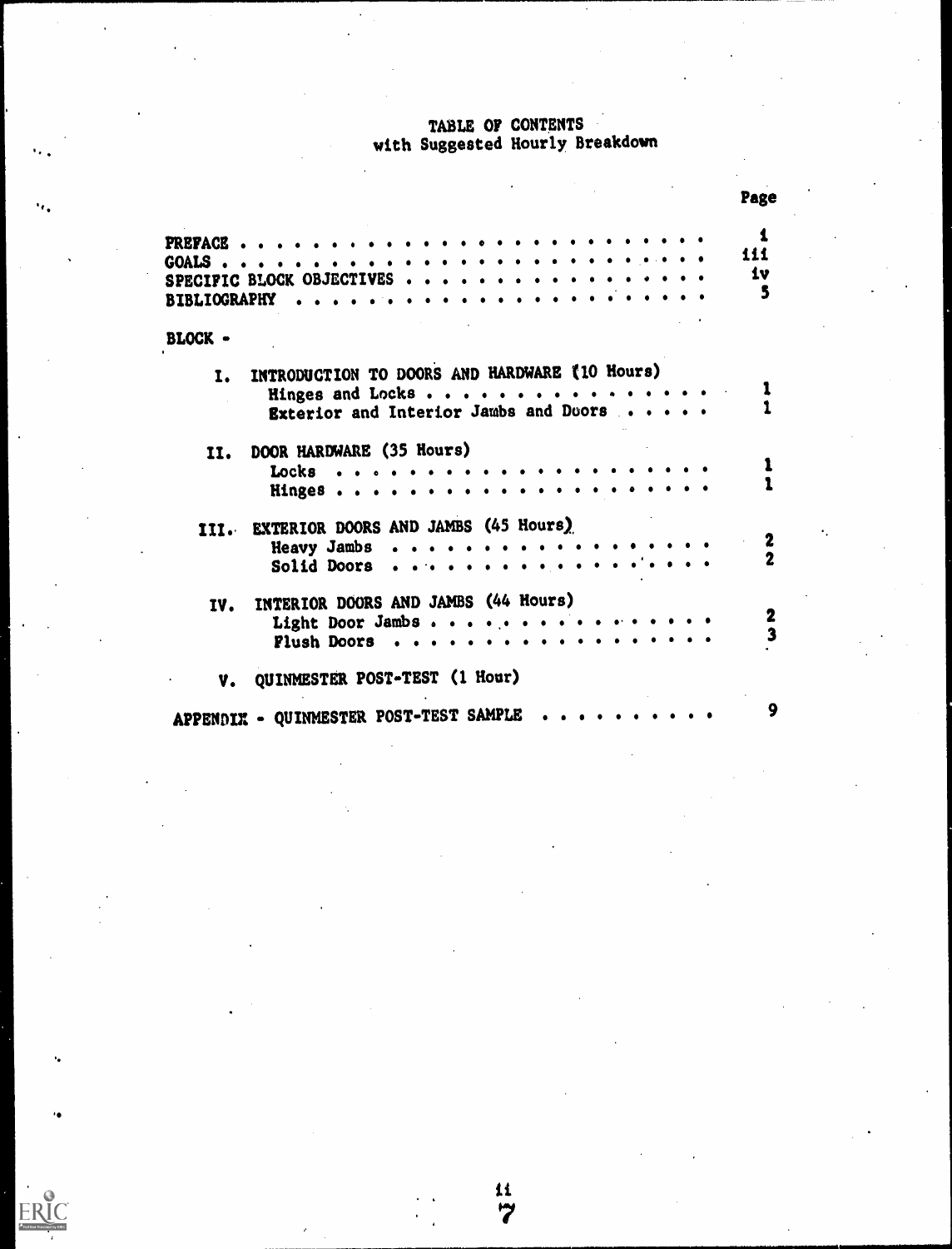# TABLE OF CONTENTS
## with Suggested Hourly Breakdown

| | Page |
|---|---|
| PREFACE | i |
| GOALS | iii |
| SPECIFIC BLOCK OBJECTIVES | iv |
| BIBLIOGRAPHY | 5 |
| **BLOCK -** | |
| I. INTRODUCTION TO DOORS AND HARDWARE (10 Hours) | |
| Hinges and Locks | 1 |
| Exterior and Interior Jambs and Doors | 1 |
| II. DOOR HARDWARE (35 Hours) | |
| Locks | 1 |
| Hinges | 1 |
| III. EXTERIOR DOORS AND JAMBS (45 Hours) | |
| Heavy Jambs | 2 |
| Solid Doors | 2 |
| IV. INTERIOR DOORS AND JAMBS (44 Hours) | |
| Light Door Jambs | 2 |
| Flush Doors | 3 |
| V. QUINMESTER POST-TEST (1 Hour) | |
| APPENDIX - QUINMESTER POST-TEST SAMPLE | 9 |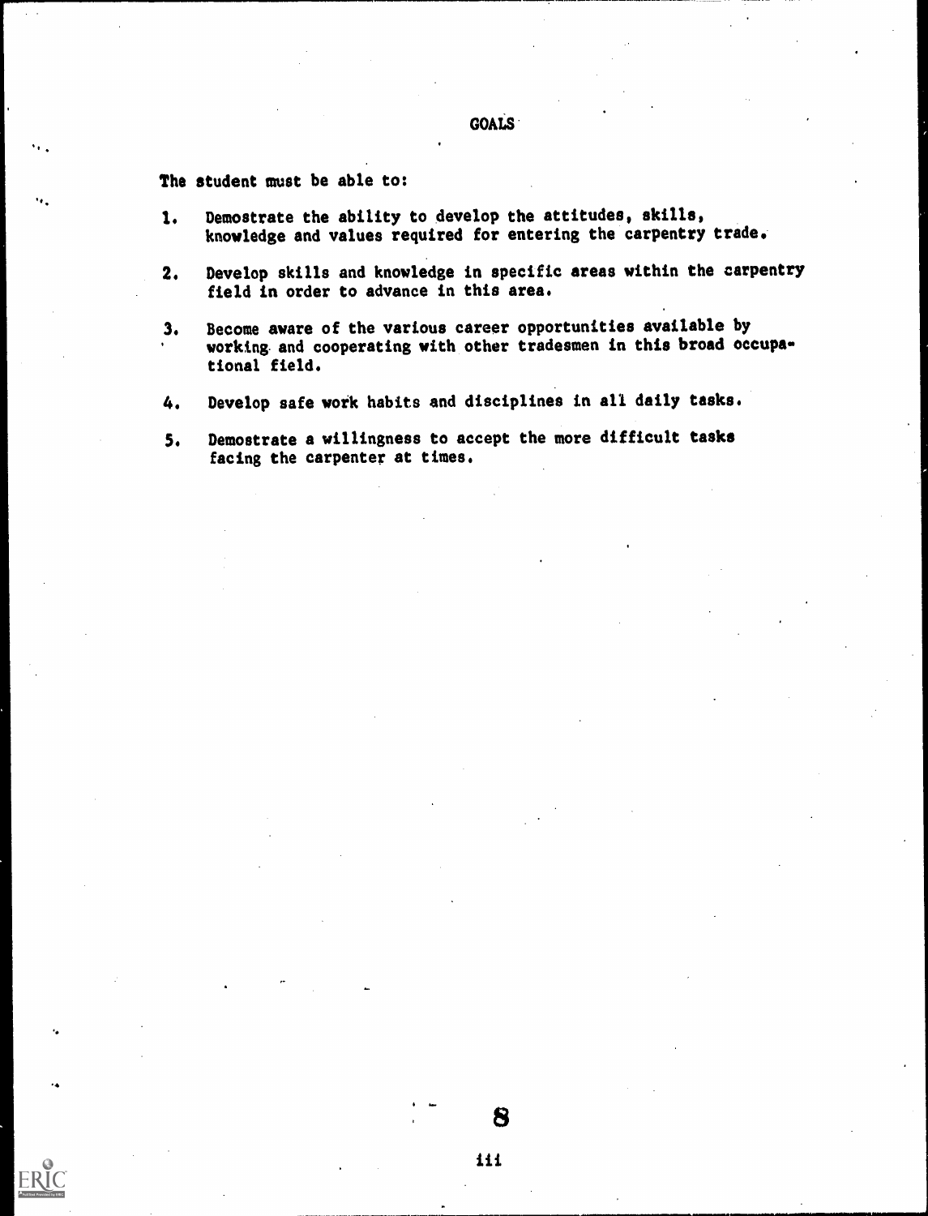# GOALS

The student must be able to:

1. Demostrate the ability to develop the attitudes, skills, knowledge and values required for entering the carpentry trade.

2. Develop skills and knowledge in specific areas within the carpentry field in order to advance in this area.

3. Become aware of the various career opportunities available by working and cooperating with other tradesmen in this broad occupational field.

4. Develop safe work habits and disciplines in all daily tasks.

5. Demostrate a willingness to accept the more difficult tasks facing the carpenter at times.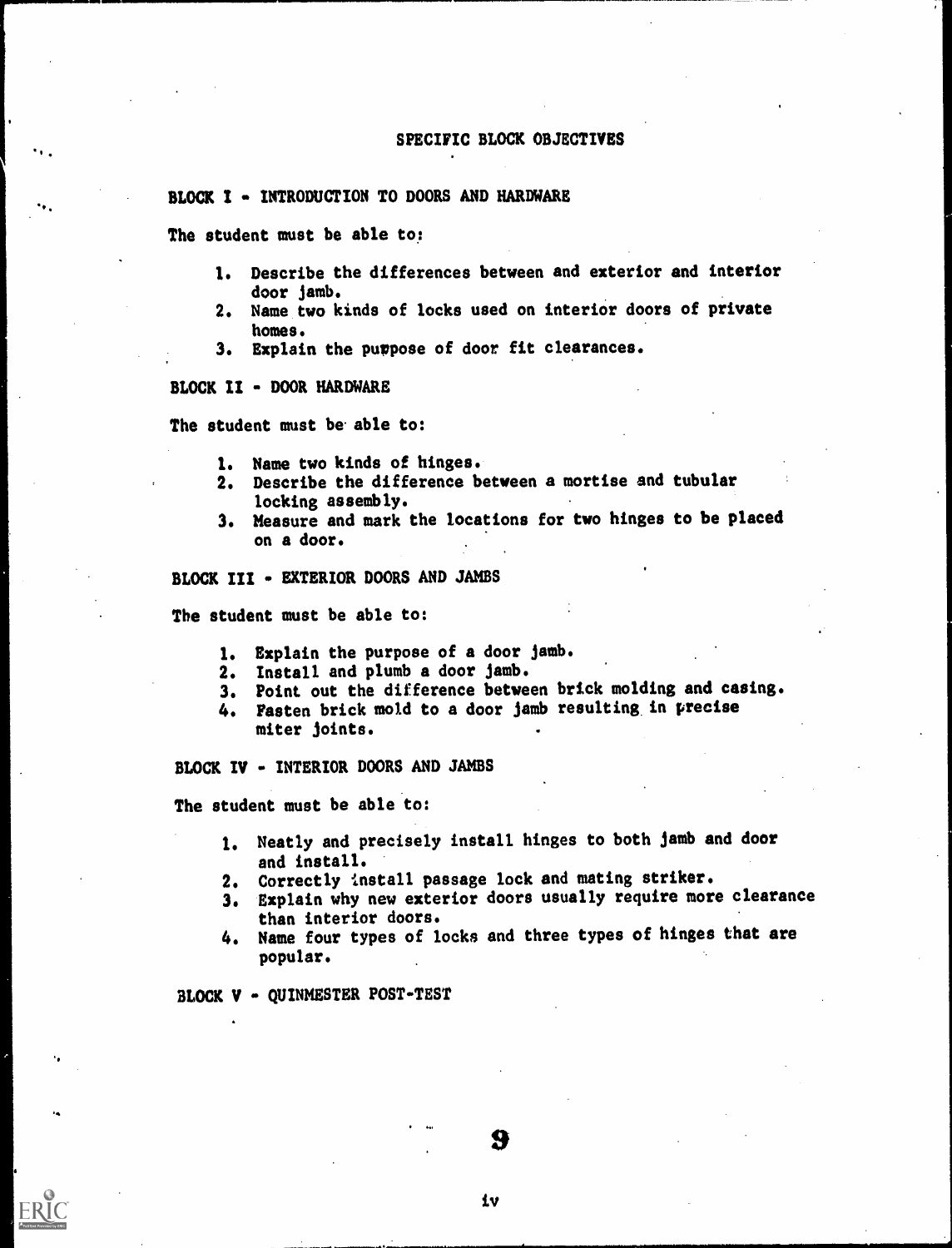# SPECIFIC BLOCK OBJECTIVES

## BLOCK I - INTRODUCTION TO DOORS AND HARDWARE

The student must be able to:

1. Describe the differences between and exterior and interior door jamb.
2. Name two kinds of locks used on interior doors of private homes.
3. Explain the puppose of door fit clearances.

## BLOCK II - DOOR HARDWARE

The student must be able to:

1. Name two kinds of hinges.
2. Describe the difference between a mortise and tubular locking assembly.
3. Measure and mark the locations for two hinges to be placed on a door.

## BLOCK III - EXTERIOR DOORS AND JAMBS

The student must be able to:

1. Explain the purpose of a door jamb.
2. Install and plumb a door jamb.
3. Point out the difference between brick molding and casing.
4. Fasten brick mold to a door jamb resulting in precise miter joints.

## BLOCK IV - INTERIOR DOORS AND JAMBS

The student must be able to:

1. Neatly and precisely install hinges to both jamb and door and install.
2. Correctly install passage lock and mating striker.
3. Explain why new exterior doors usually require more clearance than interior doors.
4. Name four types of locks and three types of hinges that are popular.

## BLOCK V - QUINMESTER POST-TEST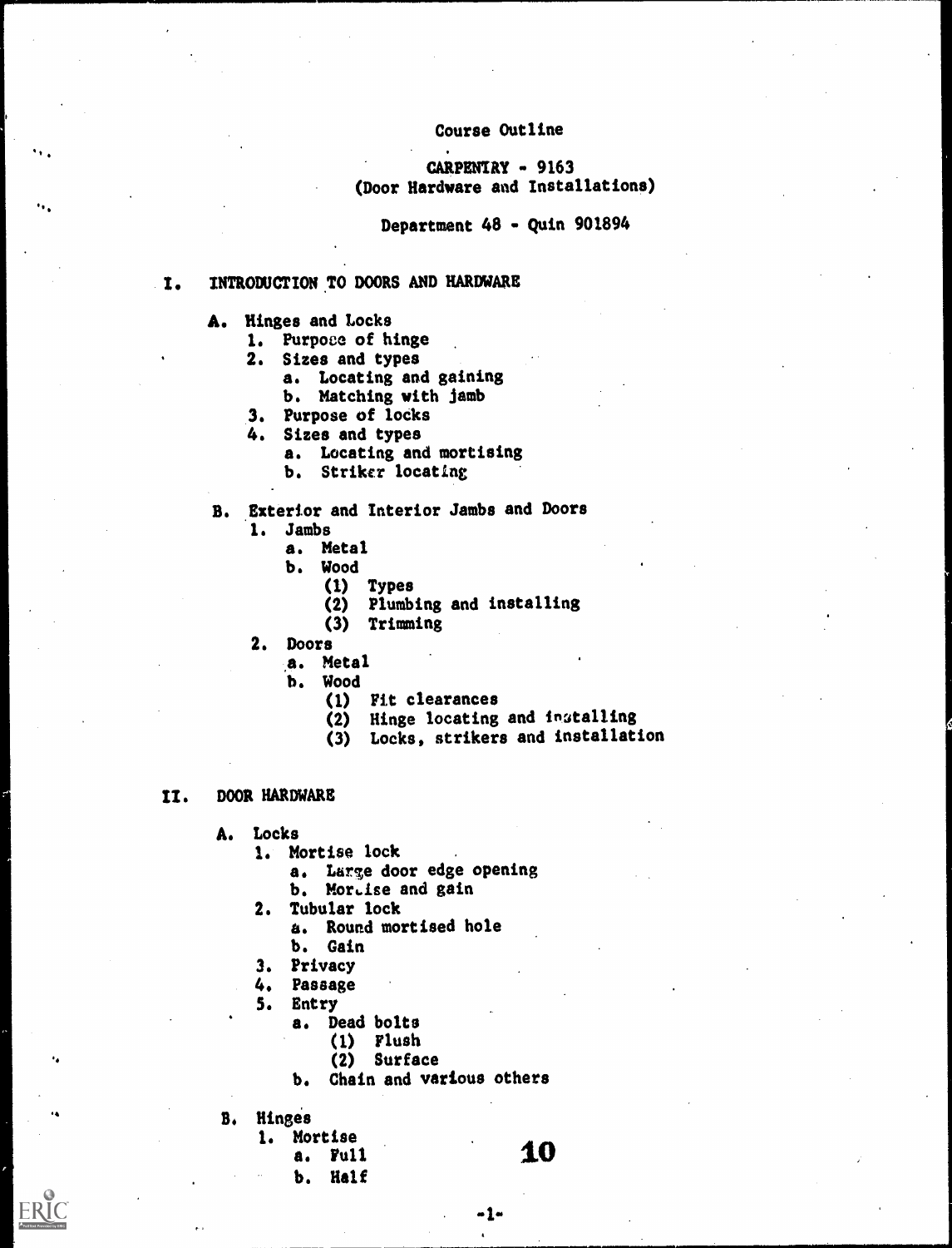Course Outline

CARPENTRY - 9163
(Door Hardware and Installations)

Department 48 - Quin 901894

## I. INTRODUCTION TO DOORS AND HARDWARE

- A. Hinges and Locks
  1. Purpose of hinge
  2. Sizes and types
     - a. Locating and gaining
     - b. Matching with jamb
  3. Purpose of locks
  4. Sizes and types
     - a. Locating and mortising
     - b. Striker locating
- B. Exterior and Interior Jambs and Doors
  1. Jambs
     - a. Metal
     - b. Wood
       - (1) Types
       - (2) Plumbing and installing
       - (3) Trimming
  2. Doors
     - a. Metal
     - b. Wood
       - (1) Fit clearances
       - (2) Hinge locating and installing
       - (3) Locks, strikers and installation

## II. DOOR HARDWARE

- A. Locks
  1. Mortise lock
     - a. Large door edge opening
     - b. Mortise and gain
  2. Tubular lock
     - a. Round mortised hole
     - b. Gain
  3. Privacy
  4. Passage
  5. Entry
     - a. Dead bolts
       - (1) Flush
       - (2) Surface
     - b. Chain and various others
- B. Hinges
  1. Mortise
     - a. Full
     - b. Half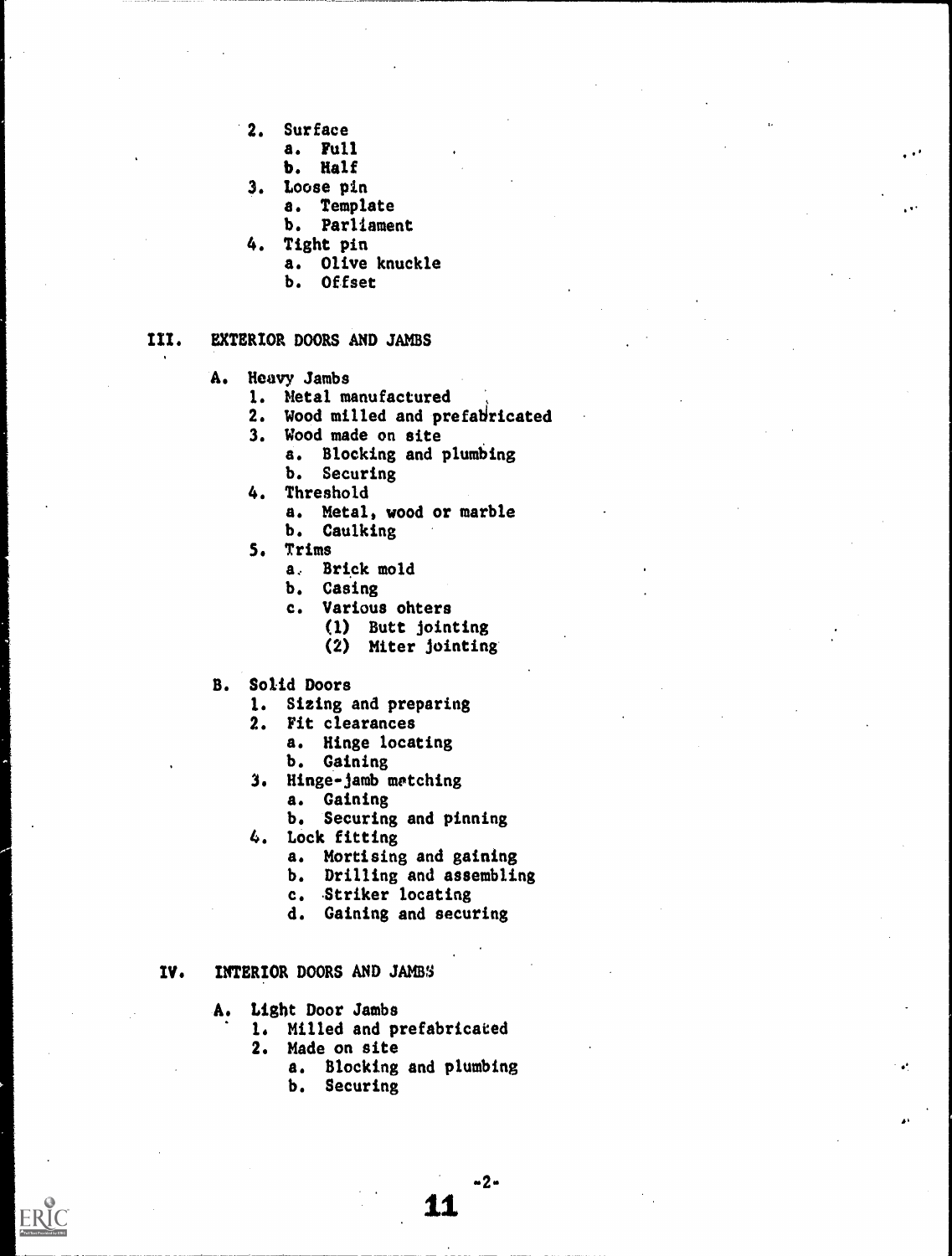2. Surface
    a. Full
    b. Half
3. Loose pin
    a. Template
    b. Parliament
4. Tight pin
    a. Olive knuckle
    b. Offset

## III. EXTERIOR DOORS AND JAMBS

A. Heavy Jambs
1. Metal manufactured
2. Wood milled and prefabricated
3. Wood made on site
    a. Blocking and plumbing
    b. Securing
4. Threshold
    a. Metal, wood or marble
    b. Caulking
5. Trims
    a. Brick mold
    b. Casing
    c. Various ohters
        (1) Butt jointing
        (2) Miter jointing

B. Solid Doors
1. Sizing and preparing
2. Fit clearances
    a. Hinge locating
    b. Gaining
3. Hinge-jamb matching
    a. Gaining
    b. Securing and pinning
4. Lock fitting
    a. Mortising and gaining
    b. Drilling and assembling
    c. Striker locating
    d. Gaining and securing

## IV. INTERIOR DOORS AND JAMBS

A. Light Door Jambs
1. Milled and prefabricated
2. Made on site
    a. Blocking and plumbing
    b. Securing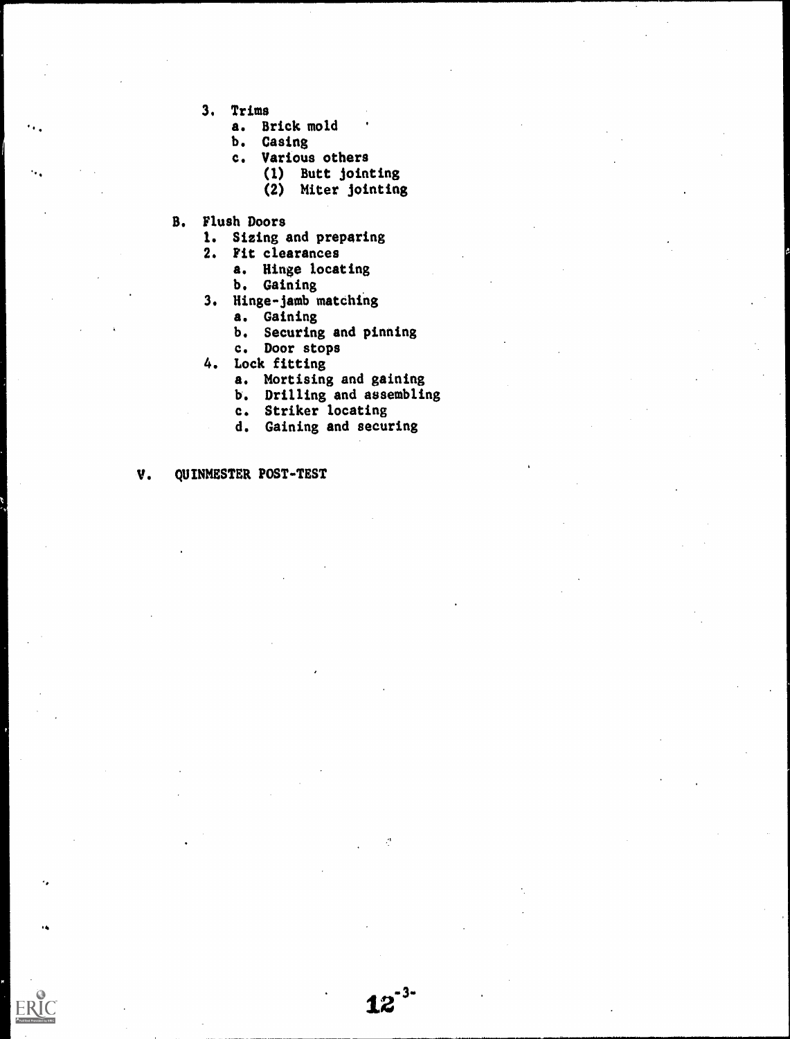3. Trims
    a. Brick mold
    b. Casing
    c. Various others
        (1) Butt jointing
        (2) Miter jointing

B. Flush Doors
    1. Sizing and preparing
    2. Fit clearances
        a. Hinge locating
        b. Gaining
    3. Hinge-jamb matching
        a. Gaining
        b. Securing and pinning
        c. Door stops
    4. Lock fitting
        a. Mortising and gaining
        b. Drilling and assembling
        c. Striker locating
        d. Gaining and securing

V. QUINMESTER POST-TEST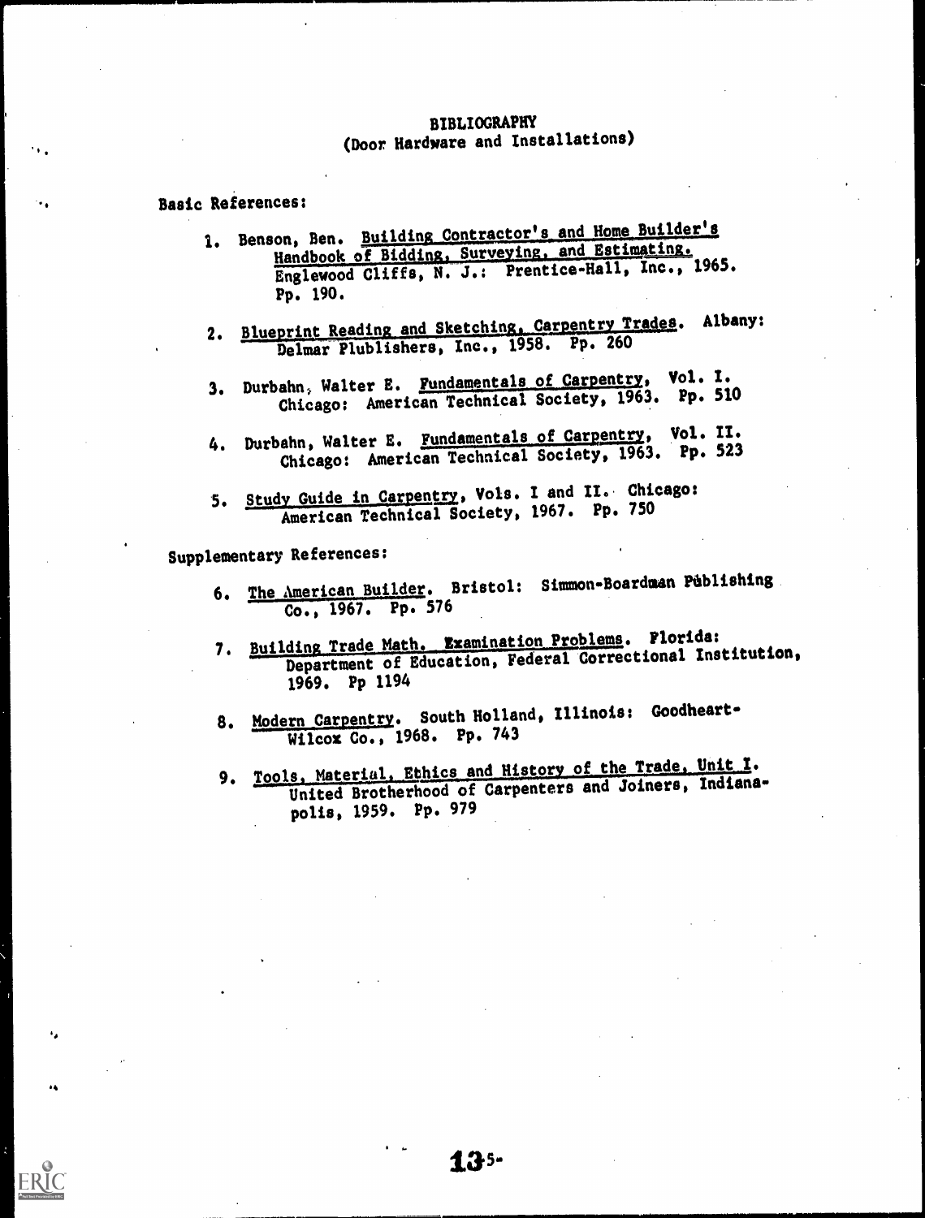# BIBLIOGRAPHY
## (Door Hardware and Installations)

Basic References:

1. Benson, Ben. Building Contractor's and Home Builder's Handbook of Bidding, Surveying, and Estimating. Englewood Cliffs, N. J.: Prentice-Hall, Inc., 1965. Pp. 190.

2. Blueprint Reading and Sketching, Carpentry Trades. Albany: Delmar Plublishers, Inc., 1958. Pp. 260

3. Durbahn, Walter E. Fundamentals of Carpentry, Vol. I. Chicago: American Technical Society, 1963. Pp. 510

4. Durbahn, Walter E. Fundamentals of Carpentry, Vol. II. Chicago: American Technical Society, 1963. Pp. 523

5. Study Guide in Carpentry, Vols. I and II. Chicago: American Technical Society, 1967. Pp. 750

Supplementary References:

6. The American Builder. Bristol: Simmon-Boardman Publishing Co., 1967. Pp. 576

7. Building Trade Math. Examination Problems. Florida: Department of Education, Federal Correctional Institution, 1969. Pp 1194

8. Modern Carpentry. South Holland, Illinois: Goodheart-Wilcox Co., 1968. Pp. 743

9. Tools, Material, Ethics and History of the Trade, Unit I. United Brotherhood of Carpenters and Joiners, Indianapolis, 1959. Pp. 979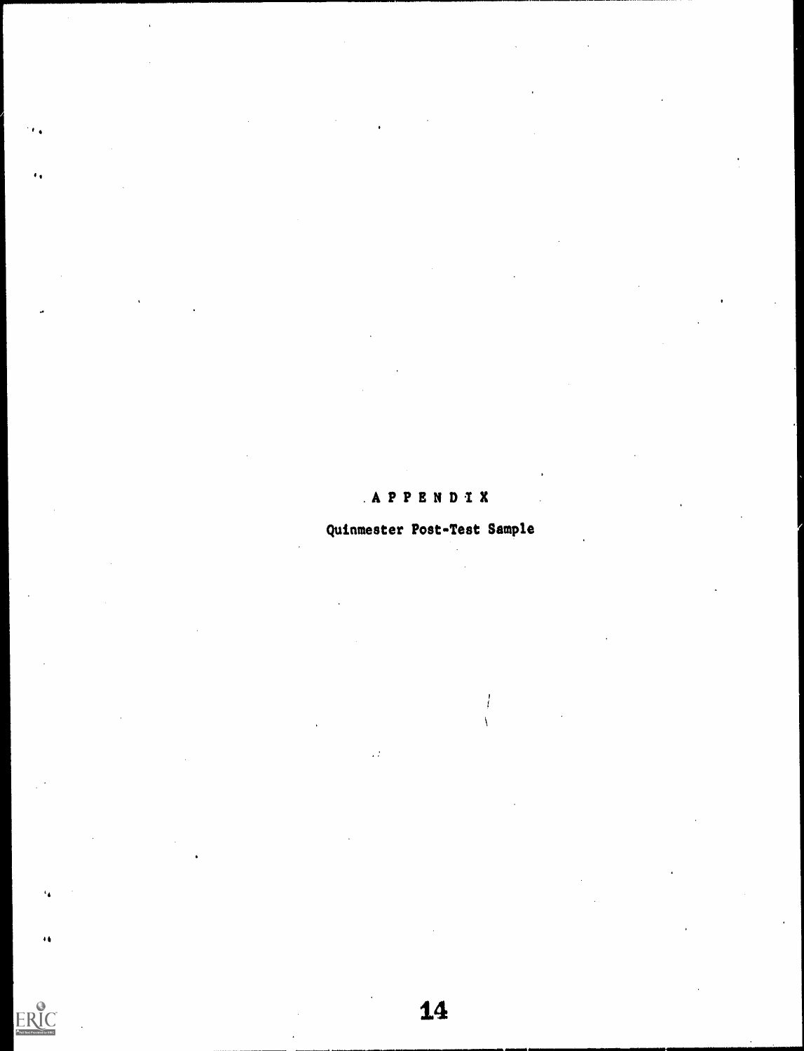# APPENDIX

## Quinmester Post-Test Sample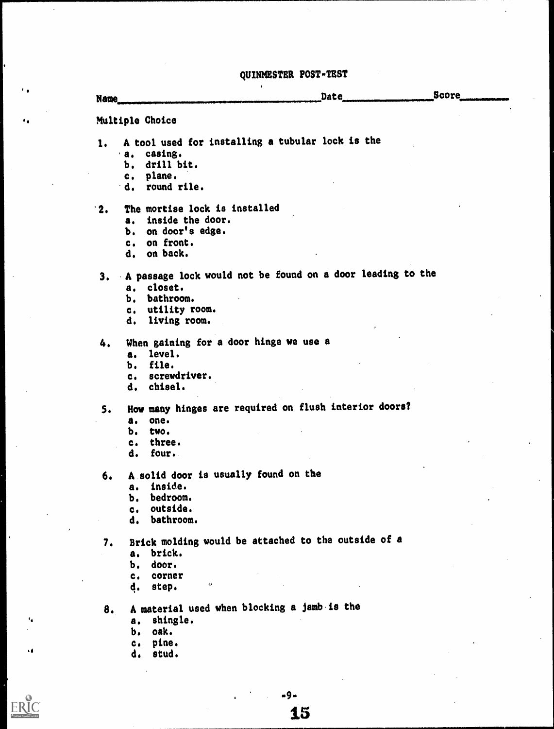# QUINMESTER POST-TEST

Name_______________________________ Date_______________ Score__________

## Multiple Choice

1. A tool used for installing a tubular lock is the
   a. casing.
   b. drill bit.
   c. plane.
   d. round rile.

2. The mortise lock is installed
   a. inside the door.
   b. on door's edge.
   c. on front.
   d. on back.

3. A passage lock would not be found on a door leading to the
   a. closet.
   b. bathroom.
   c. utility room.
   d. living room.

4. When gaining for a door hinge we use a
   a. level.
   b. file.
   c. screwdriver.
   d. chisel.

5. How many hinges are required on flush interior doors?
   a. one.
   b. two.
   c. three.
   d. four.

6. A solid door is usually found on the
   a. inside.
   b. bedroom.
   c. outside.
   d. bathroom.

7. Brick molding would be attached to the outside of a
   a. brick.
   b. door.
   c. corner
   d. step.

8. A material used when blocking a jamb is the
   a. shingle.
   b. oak.
   c. pine.
   d. stud.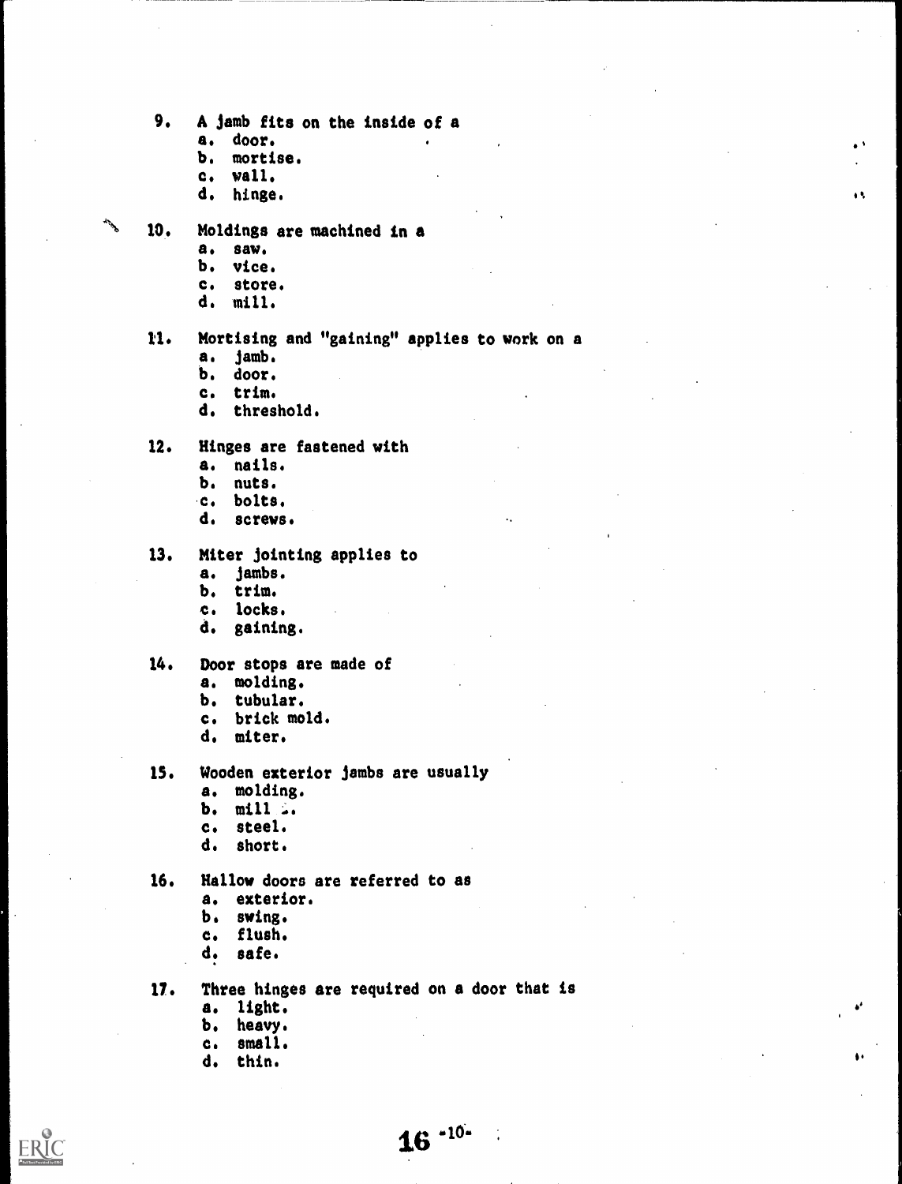9. A jamb fits on the inside of a
   a. door.
   b. mortise.
   c. wall.
   d. hinge.

10. Moldings are machined in a
    a. saw.
    b. vice.
    c. store.
    d. mill.

11. Mortising and "gaining" applies to work on a
    a. jamb.
    b. door.
    c. trim.
    d. threshold.

12. Hinges are fastened with
    a. nails.
    b. nuts.
    c. bolts.
    d. screws.

13. Miter jointing applies to
    a. jambs.
    b. trim.
    c. locks.
    d. gaining.

14. Door stops are made of
    a. molding.
    b. tubular.
    c. brick mold.
    d. miter.

15. Wooden exterior jambs are usually
    a. molding.
    b. mill .
    c. steel.
    d. short.

16. Hallow doors are referred to as
    a. exterior.
    b. swing.
    c. flush.
    d. safe.

17. Three hinges are required on a door that is
    a. light.
    b. heavy.
    c. small.
    d. thin.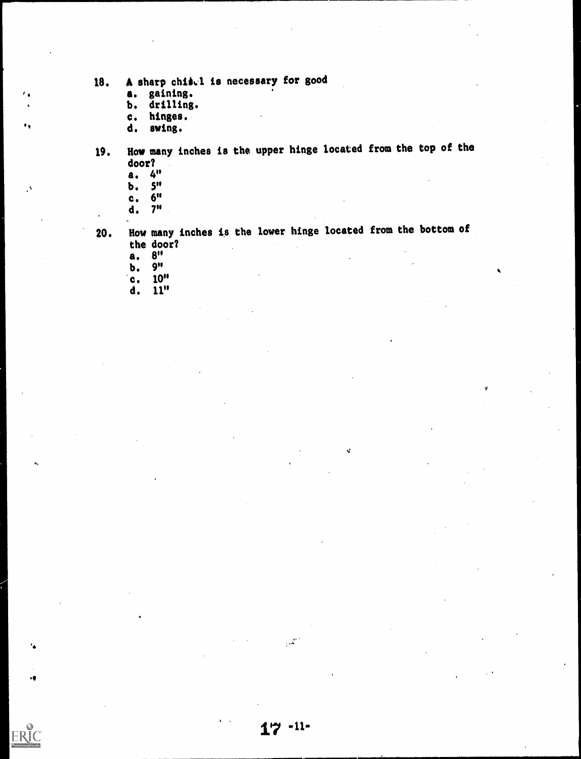18. A sharp chisel is necessary for good
    a. gaining.
    b. drilling.
    c. hinges.
    d. swing.

19. How many inches is the upper hinge located from the top of the door?
    a. 4"
    b. 5"
    c. 6"
    d. 7"

20. How many inches is the lower hinge located from the bottom of the door?
    a. 8"
    b. 9"
    c. 10"
    d. 11"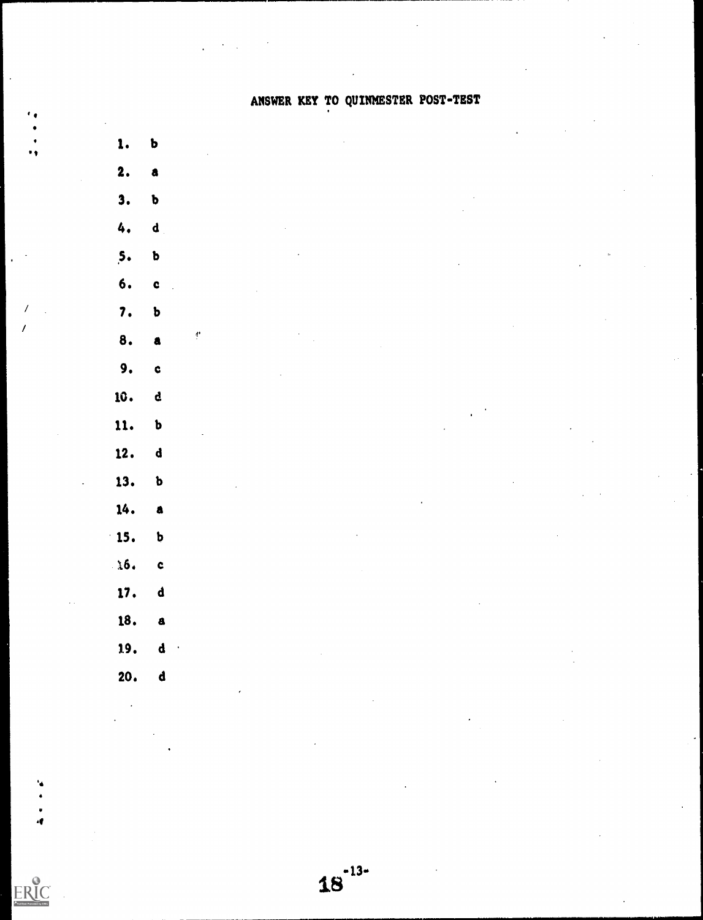# ANSWER KEY TO QUINMESTER POST-TEST

1. b
2. a
3. b
4. d
5. b
6. c
7. b
8. a
9. c
10. d
11. b
12. d
13. b
14. a
15. b
16. c
17. d
18. a
19. d
20. d